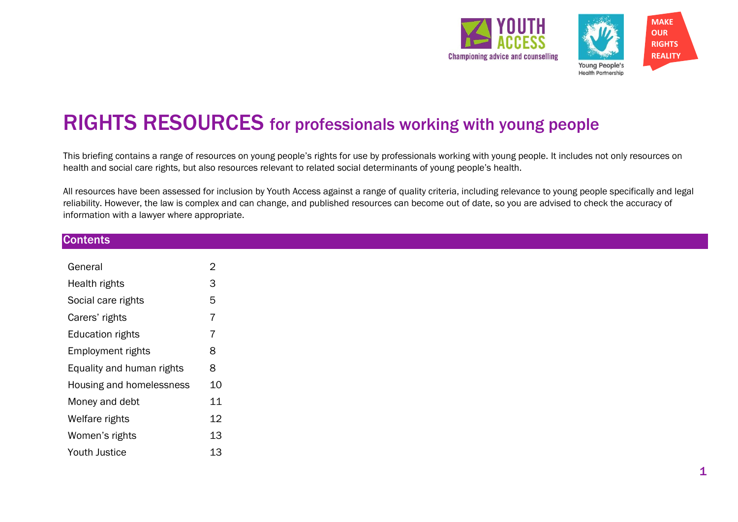# RIGHTS RESOURCES for professionals working with young people

This briefing contains a range of resources on young people's rights for use by professionals working with young people. It includes not only resources on health and social care rights, but also resources relevant to related social determinants of young people's health.

All resources have been assessed for inclusion by Youth Access against a range of quality criteria, including relevance to young people specifically and legal reliability. However, the law is complex and can change, and published resources can become out of date, so you are advised to check the accuracy of information with a lawyer where appropriate.

## Contents

| | |
|---|---|
| General | 2 |
| Health rights | 3 |
| Social care rights | 5 |
| Carers' rights | 7 |
| Education rights | 7 |
| Employment rights | 8 |
| Equality and human rights | 8 |
| Housing and homelessness | 10 |
| Money and debt | 11 |
| Welfare rights | 12 |
| Women's rights | 13 |
| Youth Justice | 13 |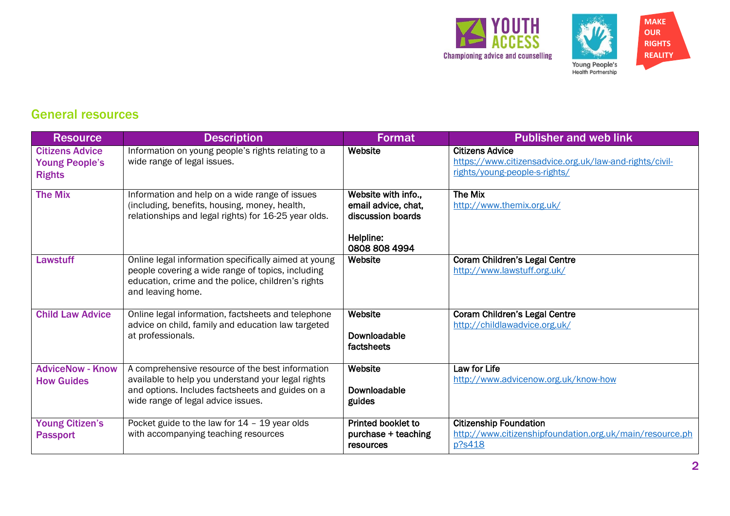## General resources

| Resource | Description | Format | Publisher and web link |
|---|---|---|---|
| **Citizens Advice Young People's Rights** | Information on young people's rights relating to a wide range of legal issues. | **Website** | **Citizens Advice** https://www.citizensadvice.org.uk/law-and-rights/civil-rights/young-people-s-rights/ |
| **The Mix** | Information and help on a wide range of issues (including, benefits, housing, money, health, relationships and legal rights) for 16-25 year olds. | **Website with info., email advice, chat, discussion boards**<br><br>**Helpline: 0808 808 4994** | **The Mix** http://www.themix.org.uk/ |
| **Lawstuff** | Online legal information specifically aimed at young people covering a wide range of topics, including education, crime and the police, children's rights and leaving home. | **Website** | **Coram Children's Legal Centre** http://www.lawstuff.org.uk/ |
| **Child Law Advice** | Online legal information, factsheets and telephone advice on child, family and education law targeted at professionals. | **Website**<br><br>**Downloadable factsheets** | **Coram Children's Legal Centre** http://childlawadvice.org.uk/ |
| **AdviceNow - Know How Guides** | A comprehensive resource of the best information available to help you understand your legal rights and options. Includes factsheets and guides on a wide range of legal advice issues. | **Website**<br><br>**Downloadable guides** | **Law for Life** http://www.advicenow.org.uk/know-how |
| **Young Citizen's Passport** | Pocket guide to the law for 14 – 19 year olds with accompanying teaching resources | **Printed booklet to purchase + teaching resources** | **Citizenship Foundation** http://www.citizenshipfoundation.org.uk/main/resource.php?s418 |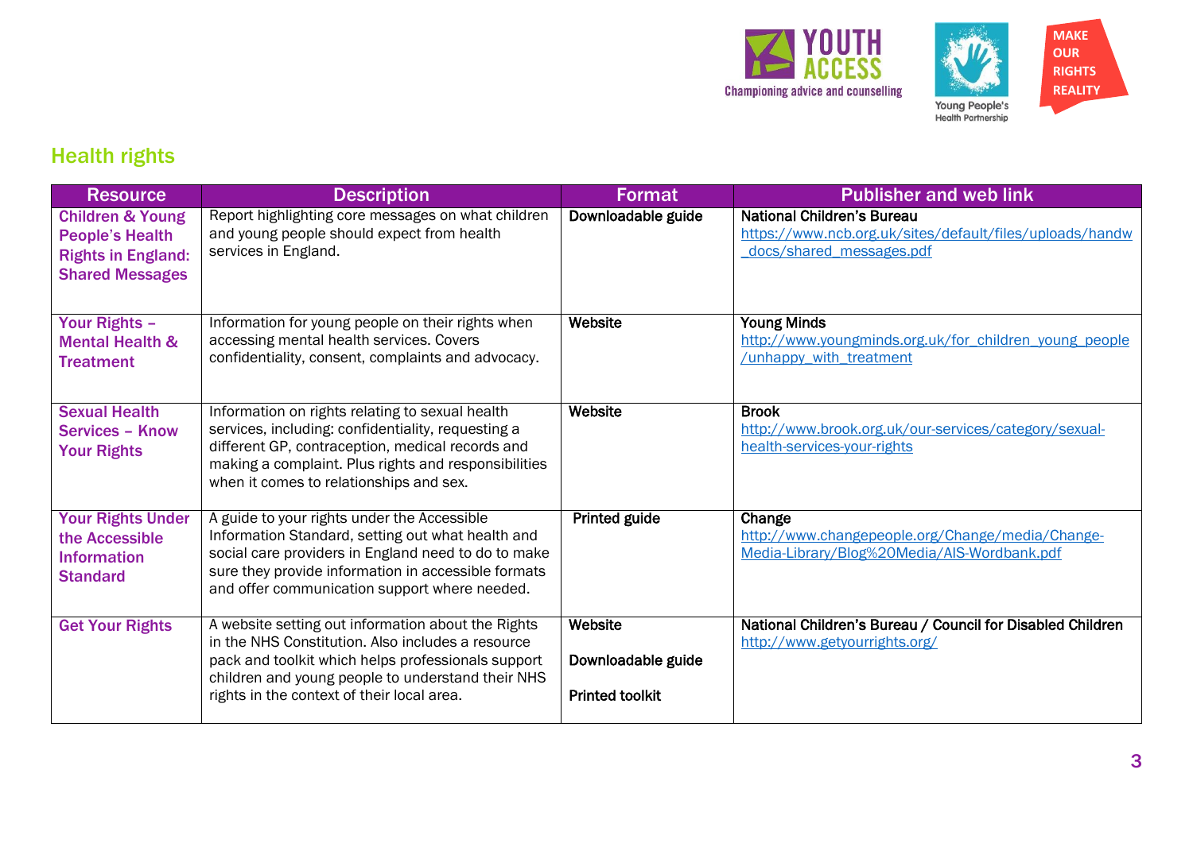## Health rights

| Resource | Description | Format | Publisher and web link |
|---|---|---|---|
| **Children & Young People's Health Rights in England: Shared Messages** | Report highlighting core messages on what children and young people should expect from health services in England. | **Downloadable guide** | **National Children's Bureau** https://www.ncb.org.uk/sites/default/files/uploads/handw_docs/shared_messages.pdf |
| **Your Rights – Mental Health & Treatment** | Information for young people on their rights when accessing mental health services. Covers confidentiality, consent, complaints and advocacy. | **Website** | **Young Minds** http://www.youngminds.org.uk/for_children_young_people/unhappy_with_treatment |
| **Sexual Health Services – Know Your Rights** | Information on rights relating to sexual health services, including: confidentiality, requesting a different GP, contraception, medical records and making a complaint. Plus rights and responsibilities when it comes to relationships and sex. | **Website** | **Brook** http://www.brook.org.uk/our-services/category/sexual-health-services-your-rights |
| **Your Rights Under the Accessible Information Standard** | A guide to your rights under the Accessible Information Standard, setting out what health and social care providers in England need to do to make sure they provide information in accessible formats and offer communication support where needed. | **Printed guide** | **Change** http://www.changepeople.org/Change/media/Change-Media-Library/Blog%20Media/AIS-Wordbank.pdf |
| **Get Your Rights** | A website setting out information about the Rights in the NHS Constitution. Also includes a resource pack and toolkit which helps professionals support children and young people to understand their NHS rights in the context of their local area. | **Website**<br><br>**Downloadable guide**<br><br>**Printed toolkit** | **National Children's Bureau / Council for Disabled Children** http://www.getyourrights.org/ |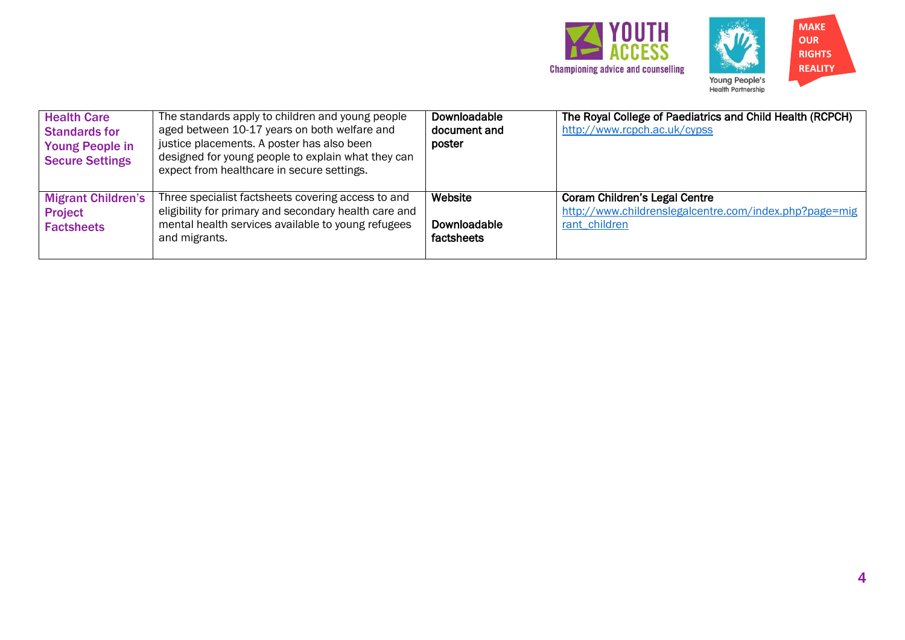| | | | |
|---|---|---|---|
| **Health Care Standards for Young People in Secure Settings** | The standards apply to children and young people aged between 10-17 years on both welfare and justice placements. A poster has also been designed for young people to explain what they can expect from healthcare in secure settings. | Downloadable document and poster | **The Royal College of Paediatrics and Child Health (RCPCH)** http://www.rcpch.ac.uk/cypss |
| **Migrant Children's Project Factsheets** | Three specialist factsheets covering access to and eligibility for primary and secondary health care and mental health services available to young refugees and migrants. | Website<br><br>Downloadable factsheets | **Coram Children's Legal Centre** http://www.childrenslegalcentre.com/index.php?page=migrant_children |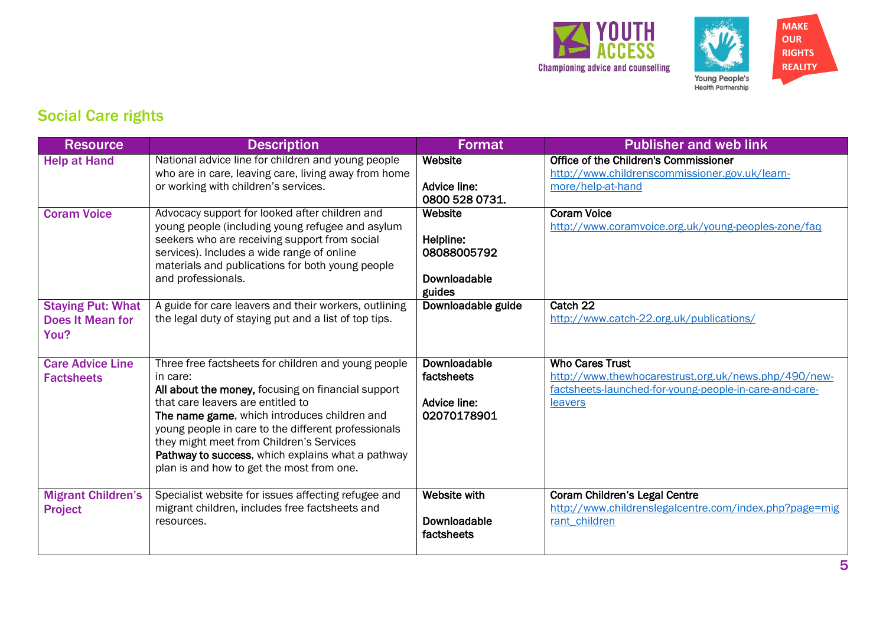## Social Care rights

| Resource | Description | Format | Publisher and web link |
|---|---|---|---|
| **Help at Hand** | National advice line for children and young people who are in care, leaving care, living away from home or working with children's services. | Website<br><br>Advice line: 0800 528 0731. | Office of the Children's Commissioner<br>http://www.childrenscommissioner.gov.uk/learn-more/help-at-hand |
| **Coram Voice** | Advocacy support for looked after children and young people (including young refugee and asylum seekers who are receiving support from social services). Includes a wide range of online materials and publications for both young people and professionals. | Website<br><br>Helpline: 08088005792<br><br>Downloadable guides | Coram Voice<br>http://www.coramvoice.org.uk/young-peoples-zone/faq |
| **Staying Put: What Does It Mean for You?** | A guide for care leavers and their workers, outlining the legal duty of staying put and a list of top tips. | Downloadable guide | Catch 22<br>http://www.catch-22.org.uk/publications/ |
| **Care Advice Line Factsheets** | Three free factsheets for children and young people in care:<br>**All about the money,** focusing on financial support that care leavers are entitled to<br>**The name game**, which introduces children and young people in care to the different professionals they might meet from Children's Services<br>**Pathway to success**, which explains what a pathway plan is and how to get the most from one. | Downloadable factsheets<br><br>Advice line: 02070178901 | Who Cares Trust<br>http://www.thewhocarestrust.org.uk/news.php/490/new-factsheets-launched-for-young-people-in-care-and-care-leavers |
| **Migrant Children's Project** | Specialist website for issues affecting refugee and migrant children, includes free factsheets and resources. | Website with<br><br>Downloadable factsheets | Coram Children's Legal Centre<br>http://www.childrenslegalcentre.com/index.php?page=migrant_children |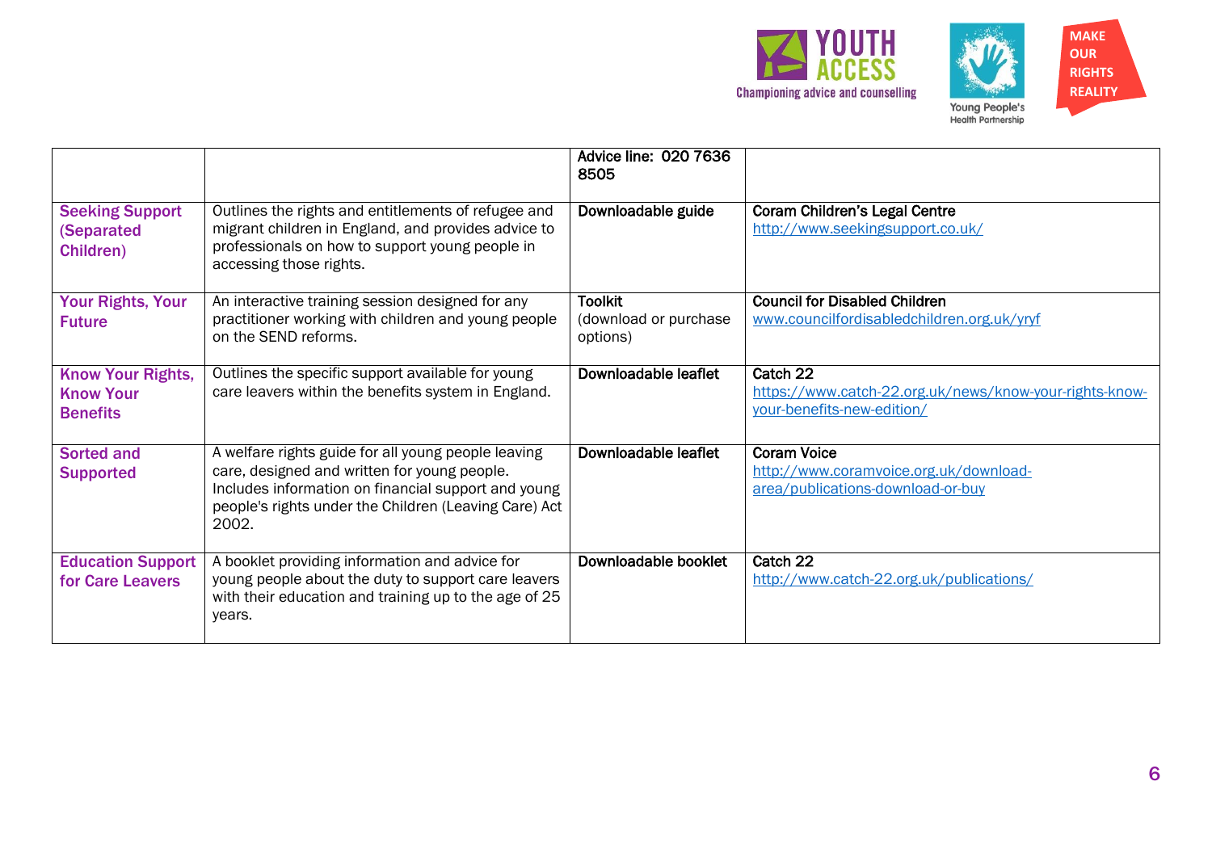| | | Advice line: 020 7636 8505 | |
|---|---|---|---|
| **Seeking Support (Separated Children)** | Outlines the rights and entitlements of refugee and migrant children in England, and provides advice to professionals on how to support young people in accessing those rights. | **Downloadable guide** | **Coram Children's Legal Centre** http://www.seekingsupport.co.uk/ |
| **Your Rights, Your Future** | An interactive training session designed for any practitioner working with children and young people on the SEND reforms. | **Toolkit** (download or purchase options) | **Council for Disabled Children** www.councilfordisabledchildren.org.uk/yryf |
| **Know Your Rights, Know Your Benefits** | Outlines the specific support available for young care leavers within the benefits system in England. | **Downloadable leaflet** | **Catch 22** https://www.catch-22.org.uk/news/know-your-rights-know-your-benefits-new-edition/ |
| **Sorted and Supported** | A welfare rights guide for all young people leaving care, designed and written for young people. Includes information on financial support and young people's rights under the Children (Leaving Care) Act 2002. | **Downloadable leaflet** | **Coram Voice** http://www.coramvoice.org.uk/download-area/publications-download-or-buy |
| **Education Support for Care Leavers** | A booklet providing information and advice for young people about the duty to support care leavers with their education and training up to the age of 25 years. | **Downloadable booklet** | **Catch 22** http://www.catch-22.org.uk/publications/ |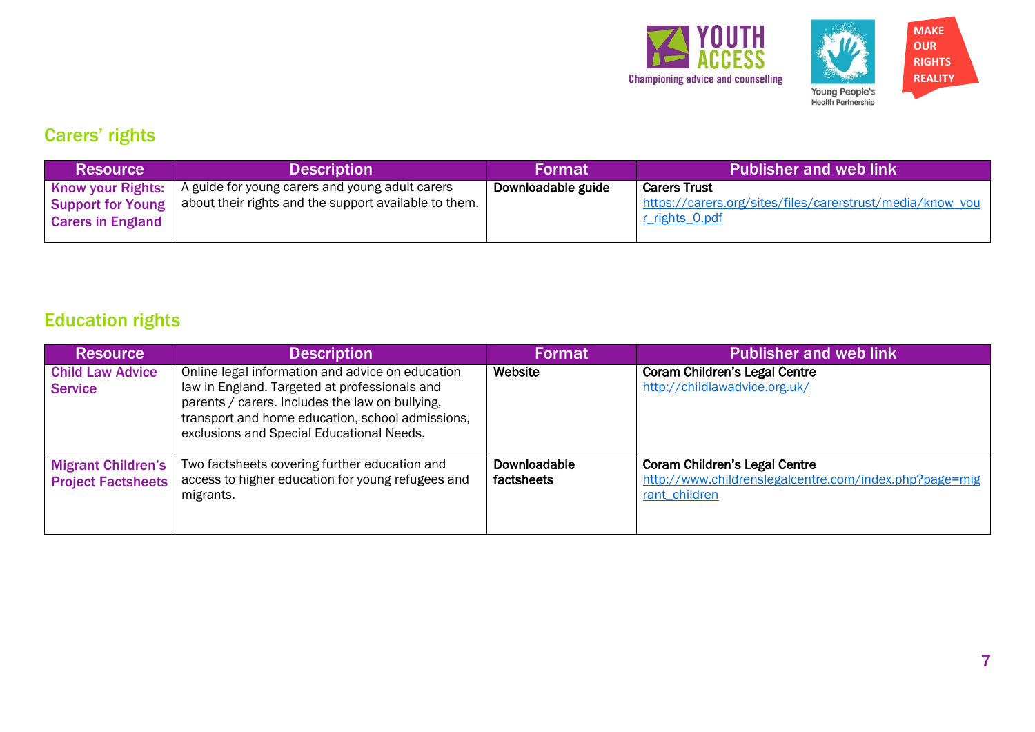## Carers' rights

| Resource | Description | Format | Publisher and web link |
|---|---|---|---|
| **Know your Rights: Support for Young Carers in England** | A guide for young carers and young adult carers about their rights and the support available to them. | Downloadable guide | Carers Trust<br>https://carers.org/sites/files/carerstrust/media/know_your_rights_0.pdf |

## Education rights

| Resource | Description | Format | Publisher and web link |
|---|---|---|---|
| **Child Law Advice Service** | Online legal information and advice on education law in England. Targeted at professionals and parents / carers. Includes the law on bullying, transport and home education, school admissions, exclusions and Special Educational Needs. | Website | Coram Children's Legal Centre<br>http://childlawadvice.org.uk/ |
| **Migrant Children's Project Factsheets** | Two factsheets covering further education and access to higher education for young refugees and migrants. | Downloadable factsheets | Coram Children's Legal Centre<br>http://www.childrenslegalcentre.com/index.php?page=migrant_children |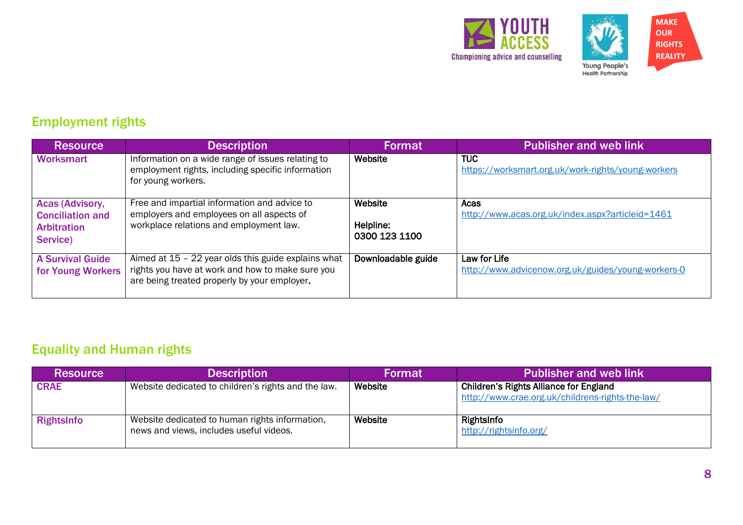## Employment rights

| Resource | Description | Format | Publisher and web link |
|---|---|---|---|
| **Worksmart** | Information on a wide range of issues relating to employment rights, including specific information for young workers. | Website | TUC<br>https://worksmart.org.uk/work-rights/young-workers |
| **Acas (Advisory, Conciliation and Arbitration Service)** | Free and impartial information and advice to employers and employees on all aspects of workplace relations and employment law. | Website<br><br>Helpline:<br>0300 123 1100 | Acas<br>http://www.acas.org.uk/index.aspx?articleid=1461 |
| **A Survival Guide for Young Workers** | Aimed at 15 – 22 year olds this guide explains what rights you have at work and how to make sure you are being treated properly by your employer. | Downloadable guide | Law for Life<br>http://www.advicenow.org.uk/guides/young-workers-0 |

## Equality and Human rights

| Resource | Description | Format | Publisher and web link |
|---|---|---|---|
| **CRAE** | Website dedicated to children's rights and the law. | Website | Children's Rights Alliance for England<br>http://www.crae.org.uk/childrens-rights-the-law/ |
| **RightsInfo** | Website dedicated to human rights information, news and views, includes useful videos. | Website | RightsInfo<br>http://rightsinfo.org/ |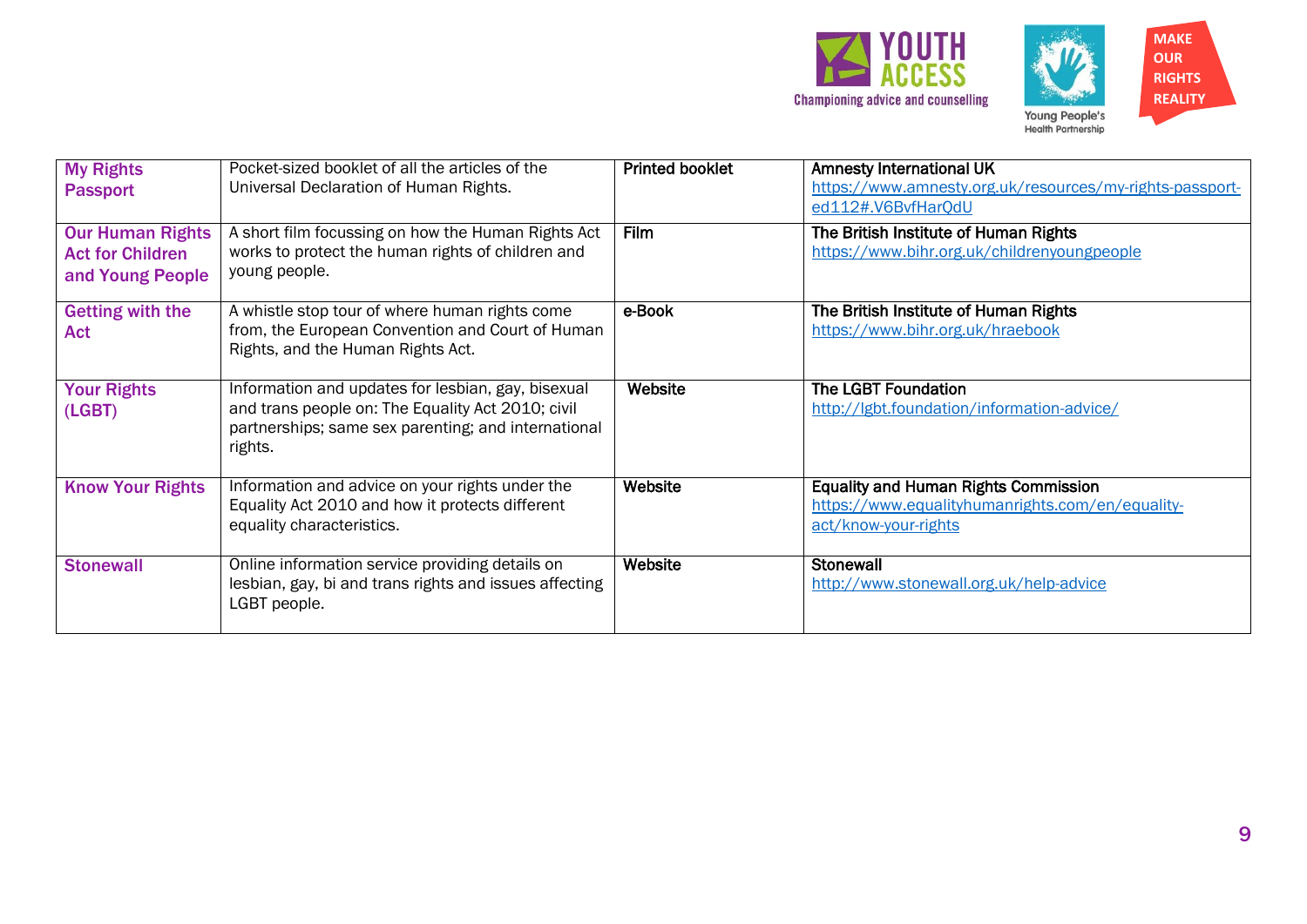| My Rights Passport | Pocket-sized booklet of all the articles of the Universal Declaration of Human Rights. | Printed booklet | **Amnesty International UK** https://www.amnesty.org.uk/resources/my-rights-passport-ed112#.V6BvfHarQdU |
|---|---|---|---|
| **Our Human Rights Act for Children and Young People** | A short film focussing on how the Human Rights Act works to protect the human rights of children and young people. | **Film** | **The British Institute of Human Rights** https://www.bihr.org.uk/childrenyoungpeople |
| **Getting with the Act** | A whistle stop tour of where human rights come from, the European Convention and Court of Human Rights, and the Human Rights Act. | **e-Book** | **The British Institute of Human Rights** https://www.bihr.org.uk/hraebook |
| **Your Rights (LGBT)** | Information and updates for lesbian, gay, bisexual and trans people on: The Equality Act 2010; civil partnerships; same sex parenting; and international rights. | **Website** | **The LGBT Foundation** http://lgbt.foundation/information-advice/ |
| **Know Your Rights** | Information and advice on your rights under the Equality Act 2010 and how it protects different equality characteristics. | **Website** | **Equality and Human Rights Commission** https://www.equalityhumanrights.com/en/equality-act/know-your-rights |
| **Stonewall** | Online information service providing details on lesbian, gay, bi and trans rights and issues affecting LGBT people. | **Website** | **Stonewall** http://www.stonewall.org.uk/help-advice |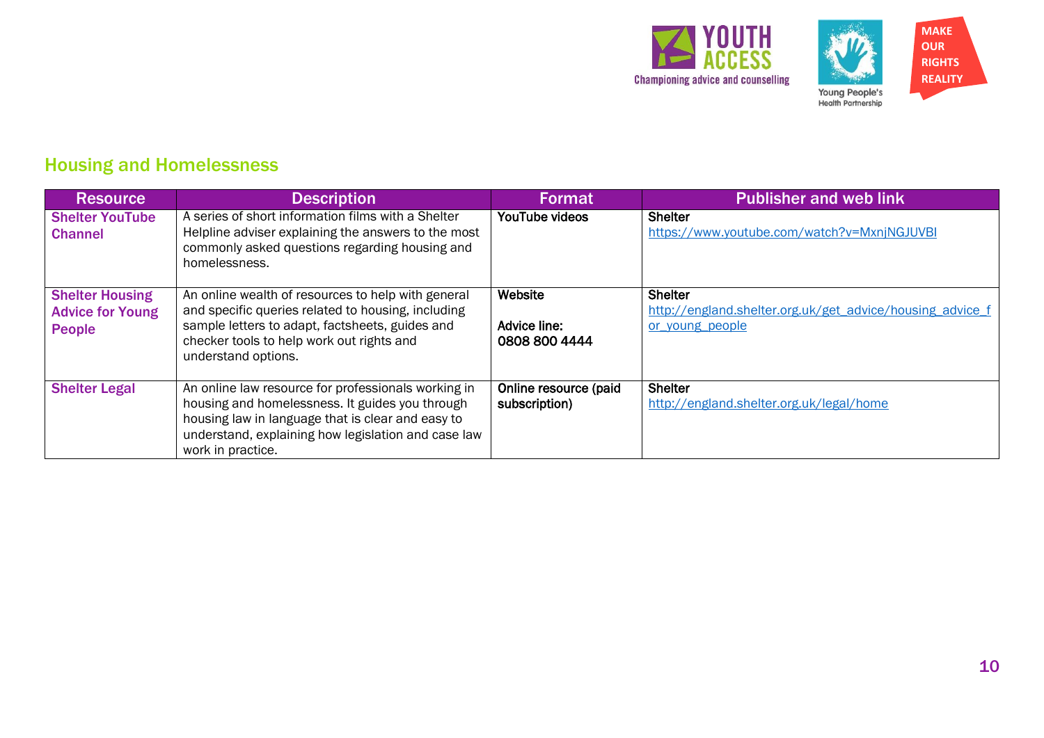## Housing and Homelessness

| Resource | Description | Format | Publisher and web link |
|---|---|---|---|
| **Shelter YouTube Channel** | A series of short information films with a Shelter Helpline adviser explaining the answers to the most commonly asked questions regarding housing and homelessness. | YouTube videos | Shelter<br>https://www.youtube.com/watch?v=MxnjNGJUVBI |
| **Shelter Housing Advice for Young People** | An online wealth of resources to help with general and specific queries related to housing, including sample letters to adapt, factsheets, guides and checker tools to help work out rights and understand options. | Website<br><br>Advice line:<br>0808 800 4444 | Shelter<br>http://england.shelter.org.uk/get_advice/housing_advice_for_young_people |
| **Shelter Legal** | An online law resource for professionals working in housing and homelessness. It guides you through housing law in language that is clear and easy to understand, explaining how legislation and case law work in practice. | Online resource (paid subscription) | Shelter<br>http://england.shelter.org.uk/legal/home |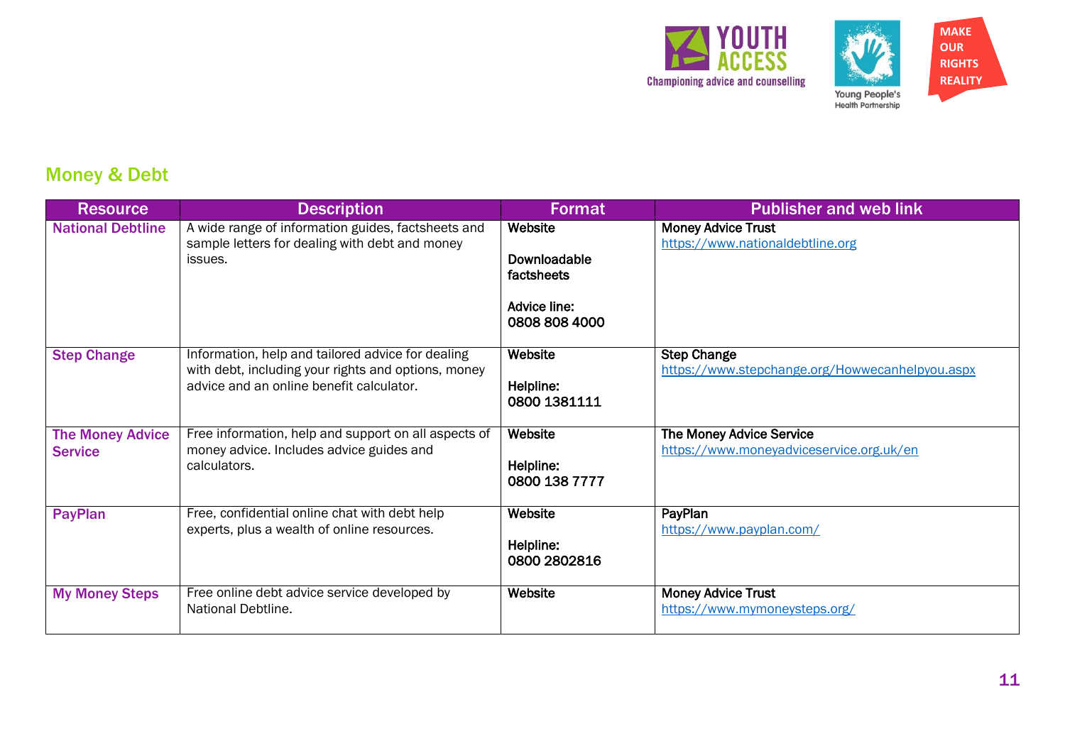## Money & Debt

| Resource | Description | Format | Publisher and web link |
|---|---|---|---|
| **National Debtline** | A wide range of information guides, factsheets and sample letters for dealing with debt and money issues. | Website<br><br>Downloadable factsheets<br><br>Advice line: 0808 808 4000 | Money Advice Trust<br>https://www.nationaldebtline.org |
| **Step Change** | Information, help and tailored advice for dealing with debt, including your rights and options, money advice and an online benefit calculator. | Website<br><br>Helpline: 0800 1381111 | Step Change<br>https://www.stepchange.org/Howwecanhelpyou.aspx |
| **The Money Advice Service** | Free information, help and support on all aspects of money advice. Includes advice guides and calculators. | Website<br><br>Helpline: 0800 138 7777 | The Money Advice Service<br>https://www.moneyadviceservice.org.uk/en |
| **PayPlan** | Free, confidential online chat with debt help experts, plus a wealth of online resources. | Website<br><br>Helpline: 0800 2802816 | PayPlan<br>https://www.payplan.com/ |
| **My Money Steps** | Free online debt advice service developed by National Debtline. | Website | Money Advice Trust<br>https://www.mymoneysteps.org/ |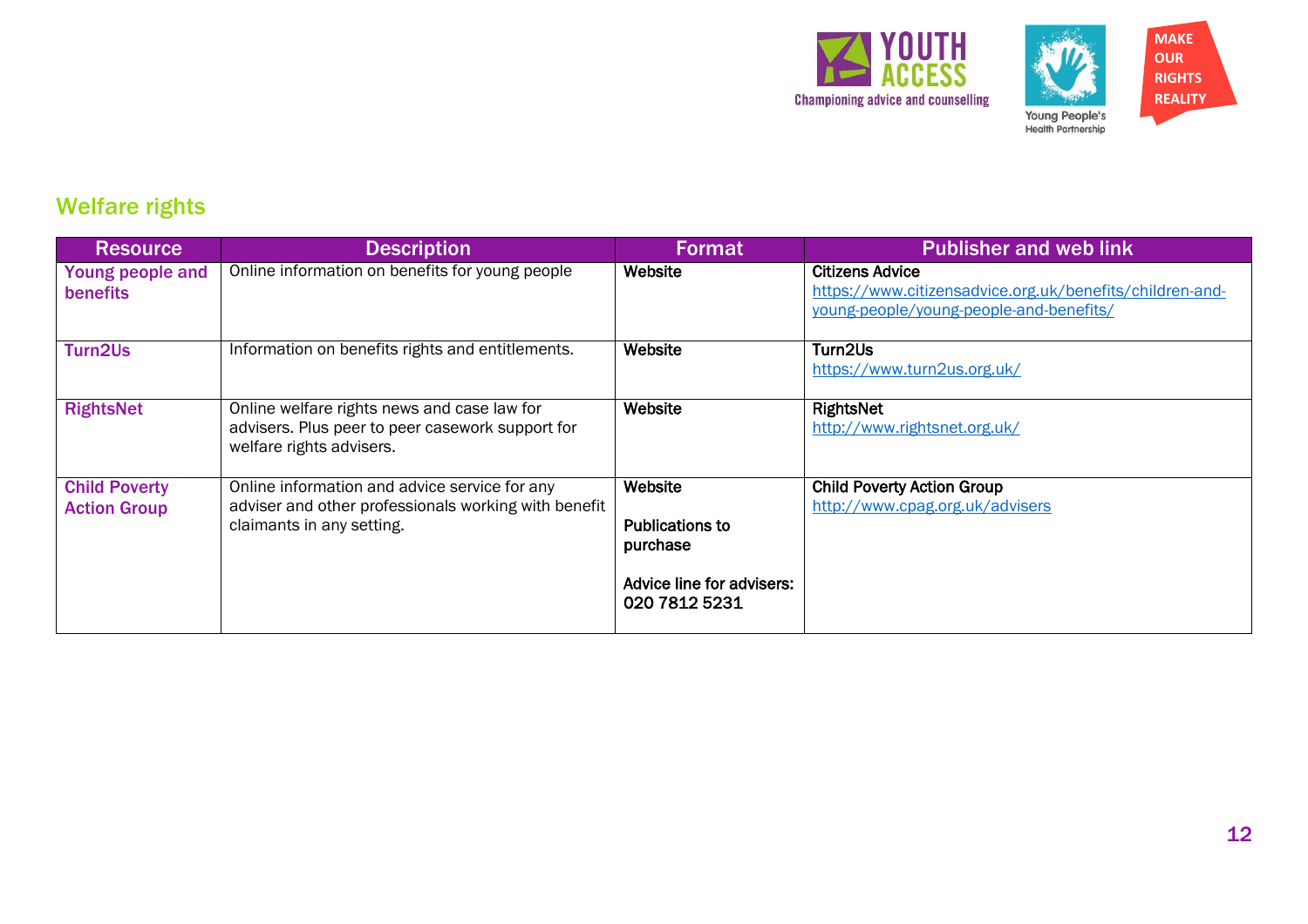## Welfare rights

| Resource | Description | Format | Publisher and web link |
|---|---|---|---|
| **Young people and benefits** | Online information on benefits for young people | **Website** | **Citizens Advice** https://www.citizensadvice.org.uk/benefits/children-and-young-people/young-people-and-benefits/ |
| **Turn2Us** | Information on benefits rights and entitlements. | **Website** | **Turn2Us** https://www.turn2us.org.uk/ |
| **RightsNet** | Online welfare rights news and case law for advisers. Plus peer to peer casework support for welfare rights advisers. | **Website** | **RightsNet** http://www.rightsnet.org.uk/ |
| **Child Poverty Action Group** | Online information and advice service for any adviser and other professionals working with benefit claimants in any setting. | **Website**<br><br>**Publications to purchase**<br><br>**Advice line for advisers: 020 7812 5231** | **Child Poverty Action Group** http://www.cpag.org.uk/advisers |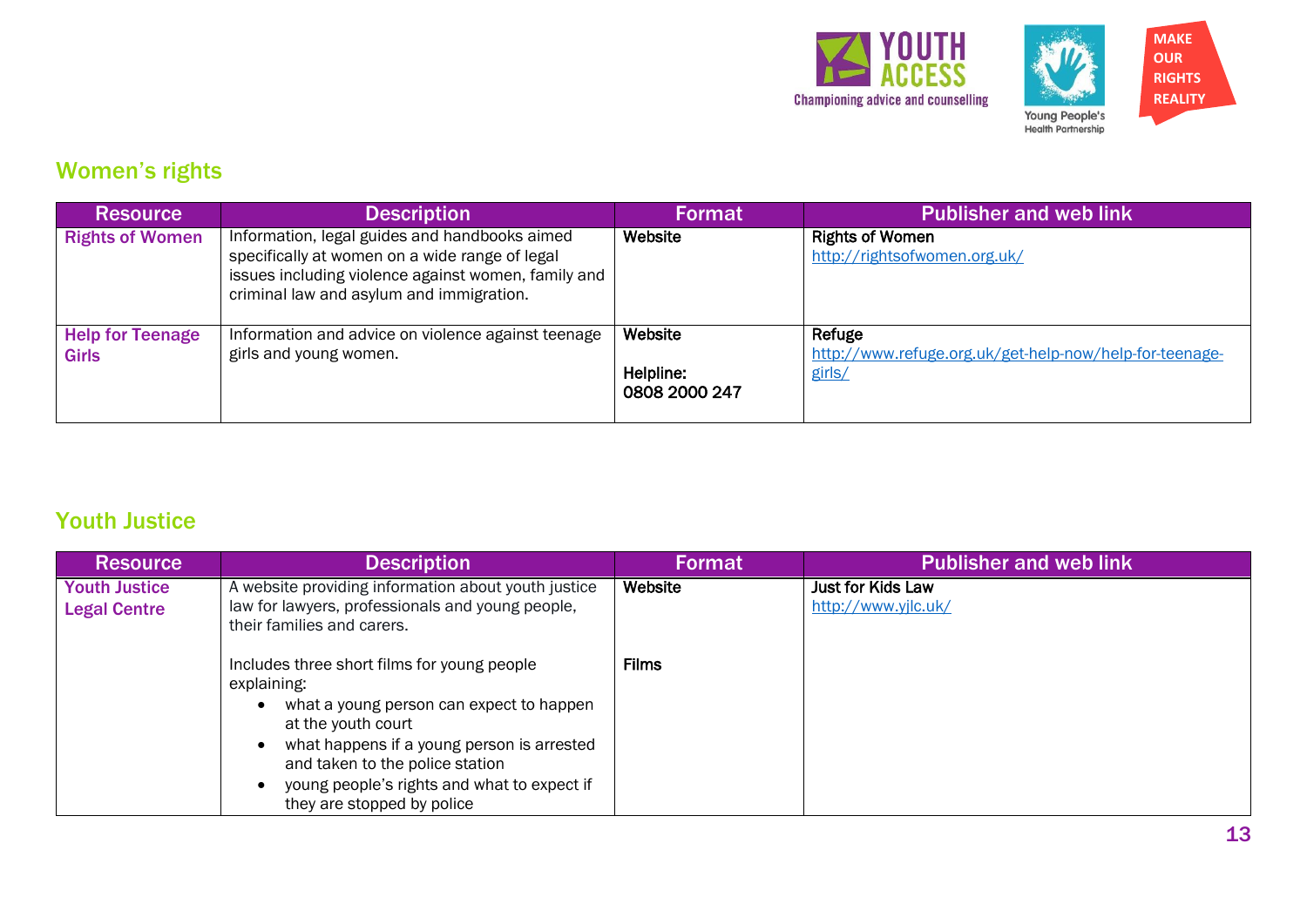## Women's rights

| Resource | Description | Format | Publisher and web link |
|---|---|---|---|
| **Rights of Women** | Information, legal guides and handbooks aimed specifically at women on a wide range of legal issues including violence against women, family and criminal law and asylum and immigration. | Website | Rights of Women<br>http://rightsofwomen.org.uk/ |
| **Help for Teenage Girls** | Information and advice on violence against teenage girls and young women. | Website<br><br>Helpline:<br>0808 2000 247 | Refuge<br>http://www.refuge.org.uk/get-help-now/help-for-teenage-girls/ |

## Youth Justice

| Resource | Description | Format | Publisher and web link |
|---|---|---|---|
| **Youth Justice Legal Centre** | A website providing information about youth justice law for lawyers, professionals and young people, their families and carers.<br><br>Includes three short films for young people explaining:<br>• what a young person can expect to happen at the youth court<br>• what happens if a young person is arrested and taken to the police station<br>• young people's rights and what to expect if they are stopped by police | Website<br><br>Films | Just for Kids Law<br>http://www.yjlc.uk/ |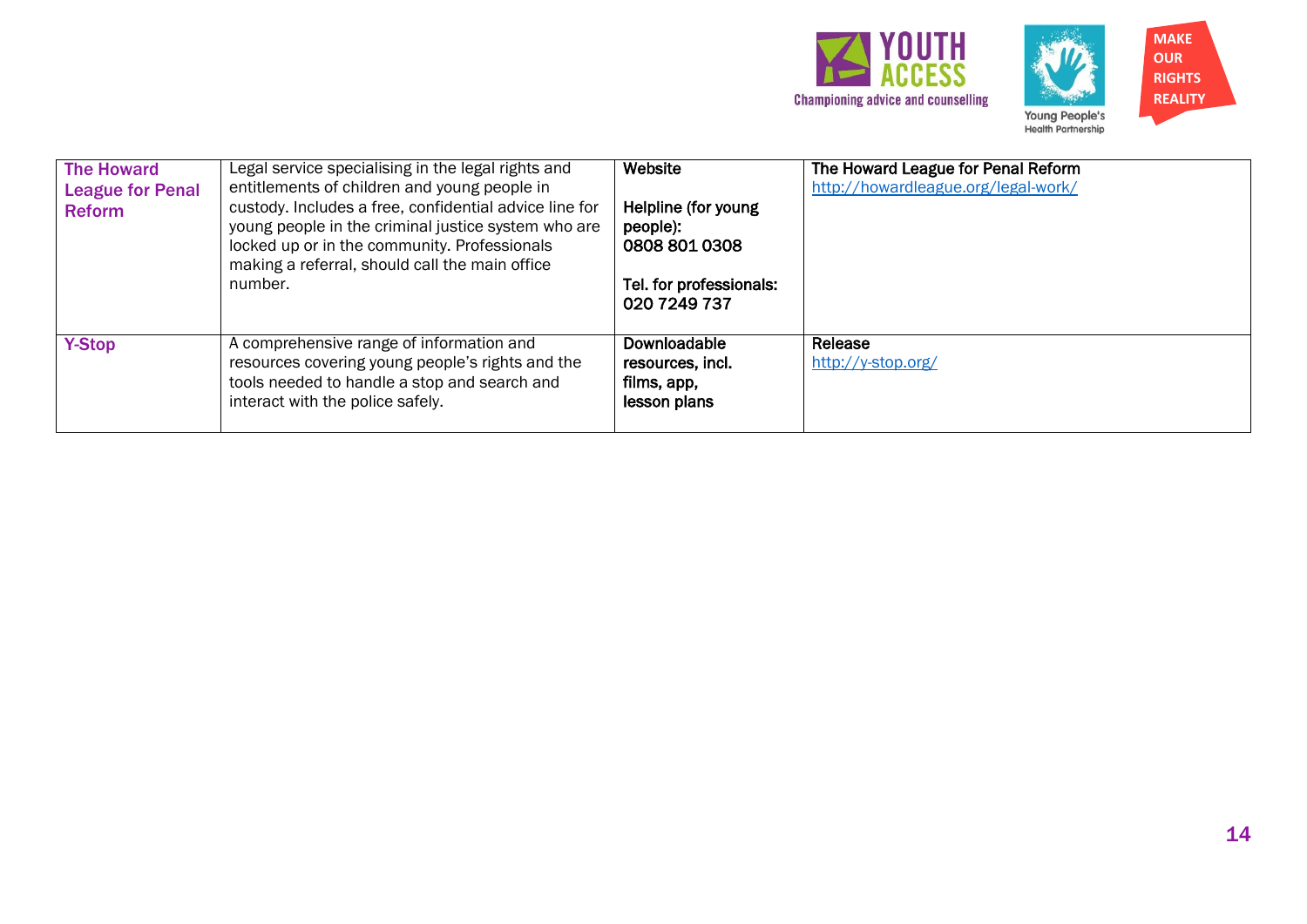| The Howard League for Penal Reform | Legal service specialising in the legal rights and entitlements of children and young people in custody. Includes a free, confidential advice line for young people in the criminal justice system who are locked up or in the community. Professionals making a referral, should call the main office number. | **Website**<br><br>**Helpline (for young people):**<br>**0808 801 0308**<br><br>**Tel. for professionals:**<br>**020 7249 737** | **The Howard League for Penal Reform**<br>http://howardleague.org/legal-work/ |
|---|---|---|---|
| **Y-Stop** | A comprehensive range of information and resources covering young people's rights and the tools needed to handle a stop and search and interact with the police safely. | **Downloadable resources, incl. films, app, lesson plans** | **Release**<br>http://y-stop.org/ |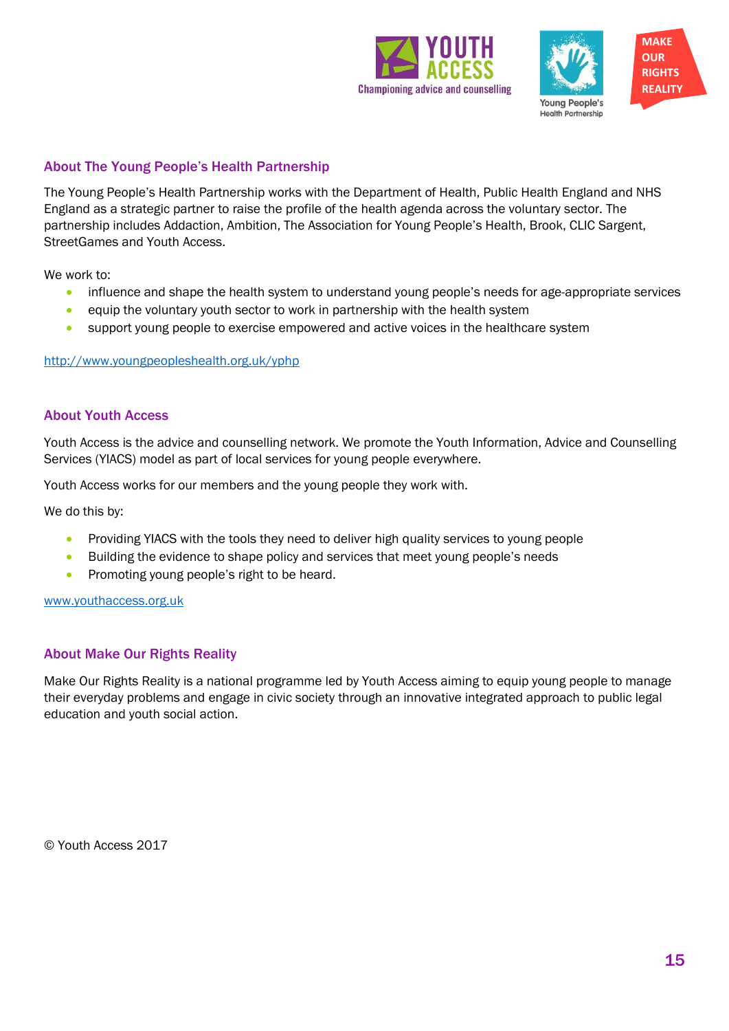## About The Young People's Health Partnership

The Young People's Health Partnership works with the Department of Health, Public Health England and NHS England as a strategic partner to raise the profile of the health agenda across the voluntary sector. The partnership includes Addaction, Ambition, The Association for Young People's Health, Brook, CLIC Sargent, StreetGames and Youth Access.

We work to:

- influence and shape the health system to understand young people's needs for age-appropriate services
- equip the voluntary youth sector to work in partnership with the health system
- support young people to exercise empowered and active voices in the healthcare system

http://www.youngpeopleshealth.org.uk/yphp

## About Youth Access

Youth Access is the advice and counselling network. We promote the Youth Information, Advice and Counselling Services (YIACS) model as part of local services for young people everywhere.

Youth Access works for our members and the young people they work with.

We do this by:

- Providing YIACS with the tools they need to deliver high quality services to young people
- Building the evidence to shape policy and services that meet young people's needs
- Promoting young people's right to be heard.

www.youthaccess.org.uk

## About Make Our Rights Reality

Make Our Rights Reality is a national programme led by Youth Access aiming to equip young people to manage their everyday problems and engage in civic society through an innovative integrated approach to public legal education and youth social action.

© Youth Access 2017